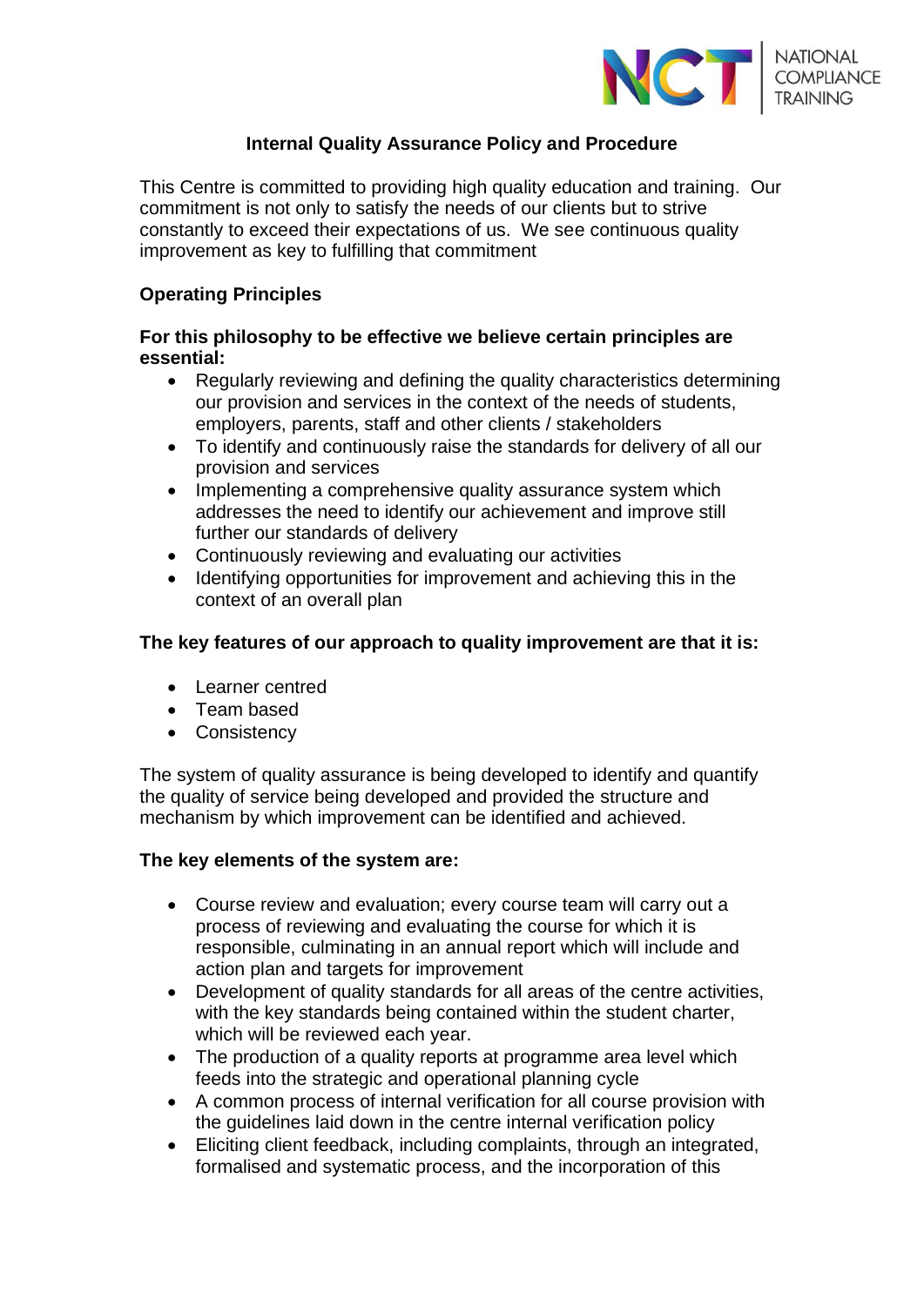# Internal Quality Assurance Policy and Procedure

This Centre is committed to providing high quality education and training. Our commitment is not only to satisfy the needs of our clients but to strive constantly to exceed their expectations of us. We see continuous quality improvement as key to fulfilling that commitment

## Operating Principles

**For this philosophy to be effective we believe certain principles are essential:**

- Regularly reviewing and defining the quality characteristics determining our provision and services in the context of the needs of students, employers, parents, staff and other clients / stakeholders
- To identify and continuously raise the standards for delivery of all our provision and services
- Implementing a comprehensive quality assurance system which addresses the need to identify our achievement and improve still further our standards of delivery
- Continuously reviewing and evaluating our activities
- Identifying opportunities for improvement and achieving this in the context of an overall plan

**The key features of our approach to quality improvement are that it is:**

- Learner centred
- Team based
- Consistency

The system of quality assurance is being developed to identify and quantify the quality of service being developed and provided the structure and mechanism by which improvement can be identified and achieved.

**The key elements of the system are:**

- Course review and evaluation; every course team will carry out a process of reviewing and evaluating the course for which it is responsible, culminating in an annual report which will include and action plan and targets for improvement
- Development of quality standards for all areas of the centre activities, with the key standards being contained within the student charter, which will be reviewed each year.
- The production of a quality reports at programme area level which feeds into the strategic and operational planning cycle
- A common process of internal verification for all course provision with the guidelines laid down in the centre internal verification policy
- Eliciting client feedback, including complaints, through an integrated, formalised and systematic process, and the incorporation of this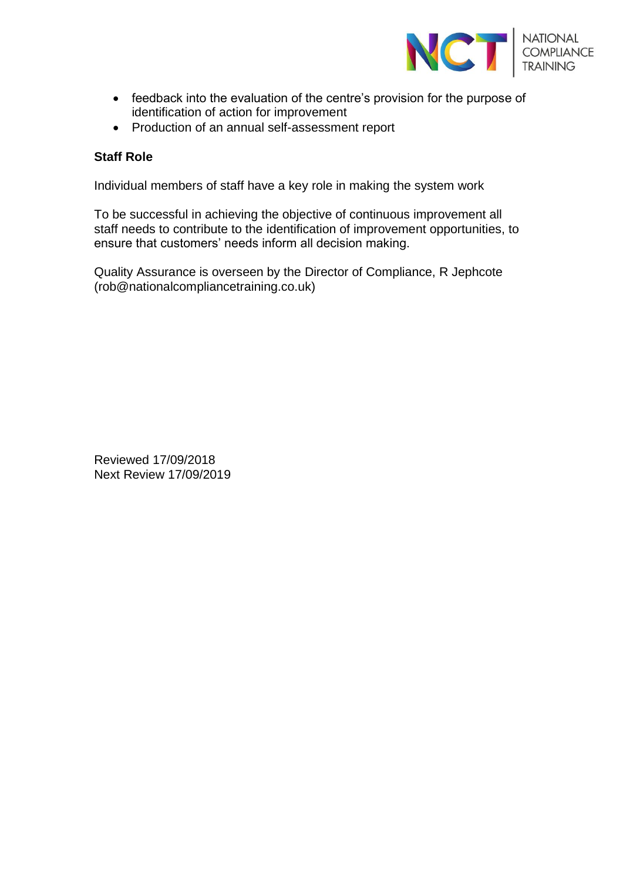- feedback into the evaluation of the centre's provision for the purpose of identification of action for improvement
- Production of an annual self-assessment report

**Staff Role**

Individual members of staff have a key role in making the system work

To be successful in achieving the objective of continuous improvement all staff needs to contribute to the identification of improvement opportunities, to ensure that customers' needs inform all decision making.

Quality Assurance is overseen by the Director of Compliance, R Jephcote (rob@nationalcompliancetraining.co.uk)

Reviewed 17/09/2018
Next Review 17/09/2019